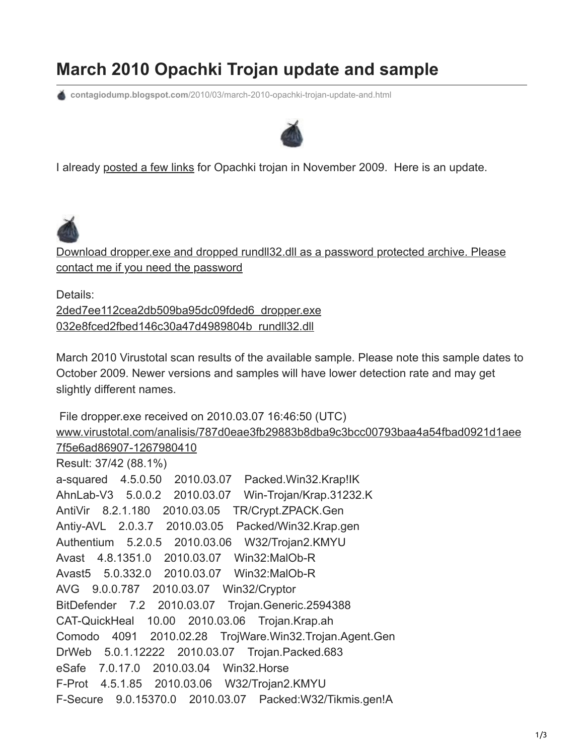# March 2010 Opachki Trojan update and sample

contagiodump.blogspot.com/2010/03/march-2010-opachki-trojan-update-and.html

I already posted a few links for Opachki trojan in November 2009. Here is an update.

Download dropper.exe and dropped rundll32.dll as a password protected archive. Please contact me if you need the password

Details:
2ded7ee112cea2db509ba95dc09fded6_dropper.exe
032e8fced2fbed146c30a47d4989804b_rundll32.dll

March 2010 Virustotal scan results of the available sample. Please note this sample dates to October 2009. Newer versions and samples will have lower detection rate and may get slightly different names.

File dropper.exe received on 2010.03.07 16:46:50 (UTC)
www.virustotal.com/analisis/787d0eae3fb29883b8dba9c3bcc00793baa4a54fbad0921d1aee7f5e6ad86907-1267980410
Result: 37/42 (88.1%)
a-squared 4.5.0.50 2010.03.07 Packed.Win32.Krap!IK
AhnLab-V3 5.0.0.2 2010.03.07 Win-Trojan/Krap.31232.K
AntiVir 8.2.1.180 2010.03.05 TR/Crypt.ZPACK.Gen
Antiy-AVL 2.0.3.7 2010.03.05 Packed/Win32.Krap.gen
Authentium 5.2.0.5 2010.03.06 W32/Trojan2.KMYU
Avast 4.8.1351.0 2010.03.07 Win32:MalOb-R
Avast5 5.0.332.0 2010.03.07 Win32:MalOb-R
AVG 9.0.0.787 2010.03.07 Win32/Cryptor
BitDefender 7.2 2010.03.07 Trojan.Generic.2594388
CAT-QuickHeal 10.00 2010.03.06 Trojan.Krap.ah
Comodo 4091 2010.02.28 TrojWare.Win32.Trojan.Agent.Gen
DrWeb 5.0.1.12222 2010.03.07 Trojan.Packed.683
eSafe 7.0.17.0 2010.03.04 Win32.Horse
F-Prot 4.5.1.85 2010.03.06 W32/Trojan2.KMYU
F-Secure 9.0.15370.0 2010.03.07 Packed:W32/Tikmis.gen!A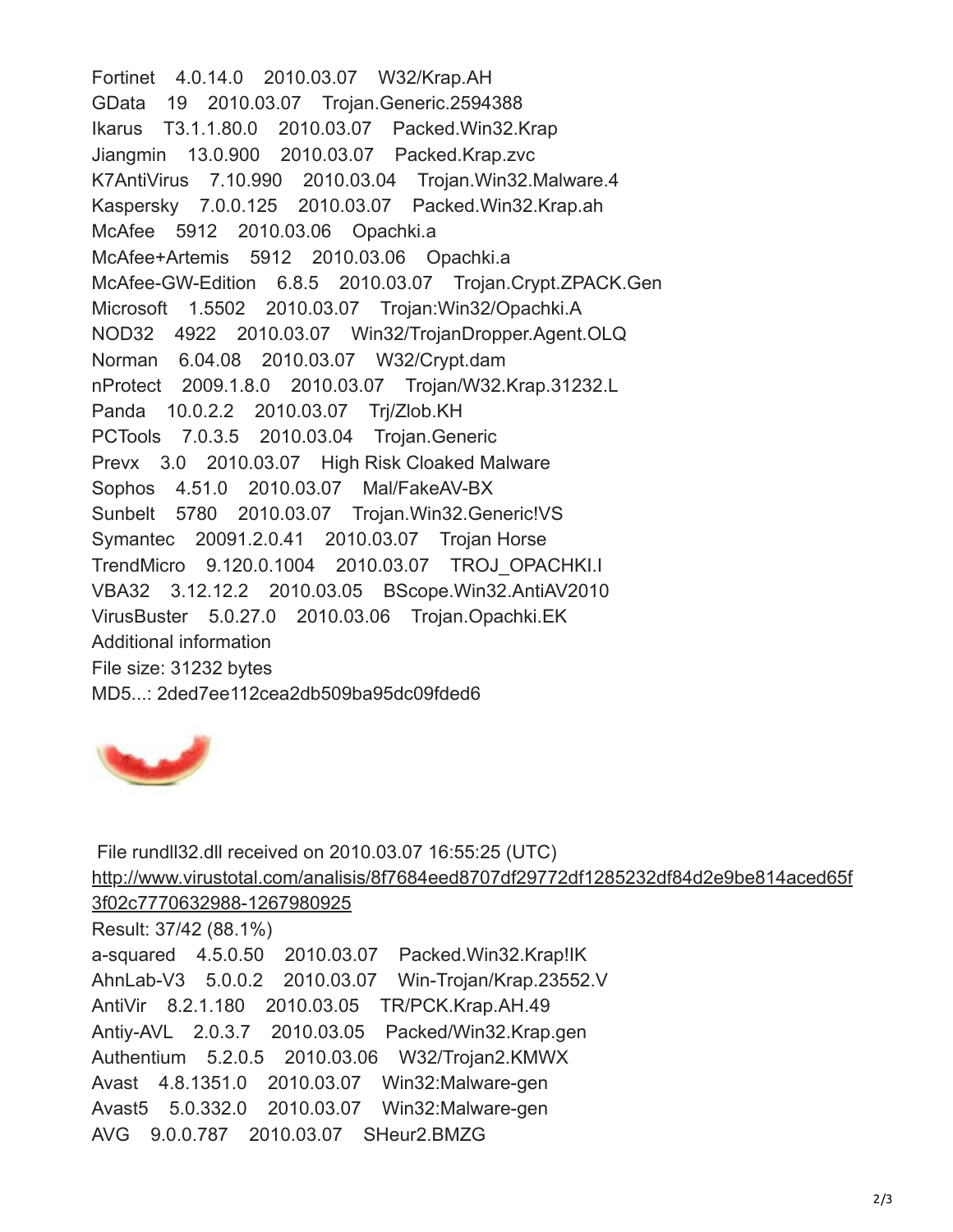Fortinet 4.0.14.0 2010.03.07 W32/Krap.AH
GData 19 2010.03.07 Trojan.Generic.2594388
Ikarus T3.1.1.80.0 2010.03.07 Packed.Win32.Krap
Jiangmin 13.0.900 2010.03.07 Packed.Krap.zvc
K7AntiVirus 7.10.990 2010.03.04 Trojan.Win32.Malware.4
Kaspersky 7.0.0.125 2010.03.07 Packed.Win32.Krap.ah
McAfee 5912 2010.03.06 Opachki.a
McAfee+Artemis 5912 2010.03.06 Opachki.a
McAfee-GW-Edition 6.8.5 2010.03.07 Trojan.Crypt.ZPACK.Gen
Microsoft 1.5502 2010.03.07 Trojan:Win32/Opachki.A
NOD32 4922 2010.03.07 Win32/TrojanDropper.Agent.OLQ
Norman 6.04.08 2010.03.07 W32/Crypt.dam
nProtect 2009.1.8.0 2010.03.07 Trojan/W32.Krap.31232.L
Panda 10.0.2.2 2010.03.07 Trj/Zlob.KH
PCTools 7.0.3.5 2010.03.04 Trojan.Generic
Prevx 3.0 2010.03.07 High Risk Cloaked Malware
Sophos 4.51.0 2010.03.07 Mal/FakeAV-BX
Sunbelt 5780 2010.03.07 Trojan.Win32.Generic!VS
Symantec 20091.2.0.41 2010.03.07 Trojan Horse
TrendMicro 9.120.0.1004 2010.03.07 TROJ_OPACHKI.I
VBA32 3.12.12.2 2010.03.05 BScope.Win32.AntiAV2010
VirusBuster 5.0.27.0 2010.03.06 Trojan.Opachki.EK
Additional information
File size: 31232 bytes
MD5...: 2ded7ee112cea2db509ba95dc09fded6

File rundll32.dll received on 2010.03.07 16:55:25 (UTC)
http://www.virustotal.com/analisis/8f7684eed8707df29772df1285232df84d2e9be814aced65f3f02c7770632988-1267980925
Result: 37/42 (88.1%)
a-squared 4.5.0.50 2010.03.07 Packed.Win32.Krap!IK
AhnLab-V3 5.0.0.2 2010.03.07 Win-Trojan/Krap.23552.V
AntiVir 8.2.1.180 2010.03.05 TR/PCK.Krap.AH.49
Antiy-AVL 2.0.3.7 2010.03.05 Packed/Win32.Krap.gen
Authentium 5.2.0.5 2010.03.06 W32/Trojan2.KMWX
Avast 4.8.1351.0 2010.03.07 Win32:Malware-gen
Avast5 5.0.332.0 2010.03.07 Win32:Malware-gen
AVG 9.0.0.787 2010.03.07 SHeur2.BMZG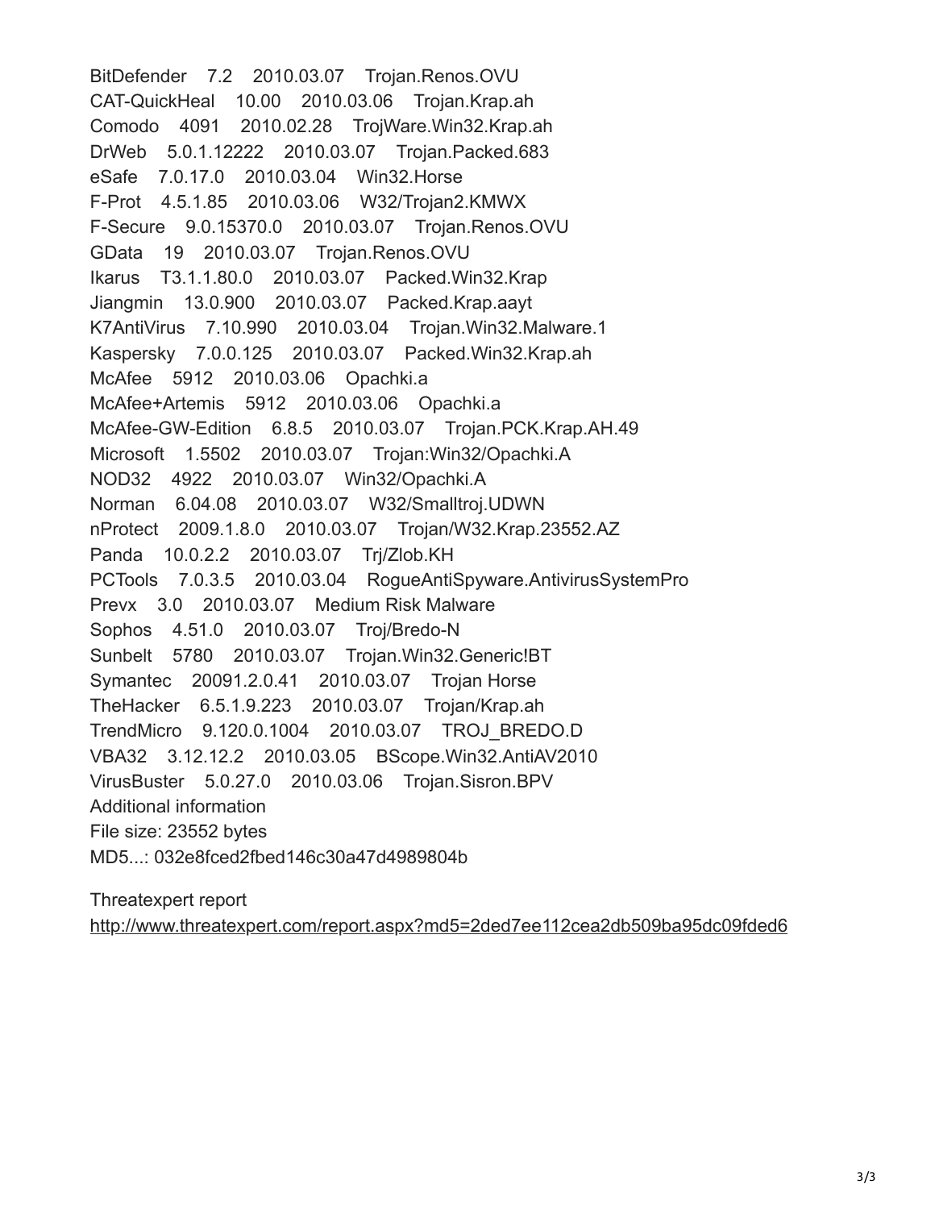BitDefender 7.2 2010.03.07 Trojan.Renos.OVU
CAT-QuickHeal 10.00 2010.03.06 Trojan.Krap.ah
Comodo 4091 2010.02.28 TrojWare.Win32.Krap.ah
DrWeb 5.0.1.12222 2010.03.07 Trojan.Packed.683
eSafe 7.0.17.0 2010.03.04 Win32.Horse
F-Prot 4.5.1.85 2010.03.06 W32/Trojan2.KMWX
F-Secure 9.0.15370.0 2010.03.07 Trojan.Renos.OVU
GData 19 2010.03.07 Trojan.Renos.OVU
Ikarus T3.1.1.80.0 2010.03.07 Packed.Win32.Krap
Jiangmin 13.0.900 2010.03.07 Packed.Krap.aayt
K7AntiVirus 7.10.990 2010.03.04 Trojan.Win32.Malware.1
Kaspersky 7.0.0.125 2010.03.07 Packed.Win32.Krap.ah
McAfee 5912 2010.03.06 Opachki.a
McAfee+Artemis 5912 2010.03.06 Opachki.a
McAfee-GW-Edition 6.8.5 2010.03.07 Trojan.PCK.Krap.AH.49
Microsoft 1.5502 2010.03.07 Trojan:Win32/Opachki.A
NOD32 4922 2010.03.07 Win32/Opachki.A
Norman 6.04.08 2010.03.07 W32/Smalltroj.UDWN
nProtect 2009.1.8.0 2010.03.07 Trojan/W32.Krap.23552.AZ
Panda 10.0.2.2 2010.03.07 Trj/Zlob.KH
PCTools 7.0.3.5 2010.03.04 RogueAntiSpyware.AntivirusSystemPro
Prevx 3.0 2010.03.07 Medium Risk Malware
Sophos 4.51.0 2010.03.07 Troj/Bredo-N
Sunbelt 5780 2010.03.07 Trojan.Win32.Generic!BT
Symantec 20091.2.0.41 2010.03.07 Trojan Horse
TheHacker 6.5.1.9.223 2010.03.07 Trojan/Krap.ah
TrendMicro 9.120.0.1004 2010.03.07 TROJ_BREDO.D
VBA32 3.12.12.2 2010.03.05 BScope.Win32.AntiAV2010
VirusBuster 5.0.27.0 2010.03.06 Trojan.Sisron.BPV
Additional information
File size: 23552 bytes
MD5...: 032e8fced2fbed146c30a47d4989804b

Threatexpert report
http://www.threatexpert.com/report.aspx?md5=2ded7ee112cea2db509ba95dc09fded6